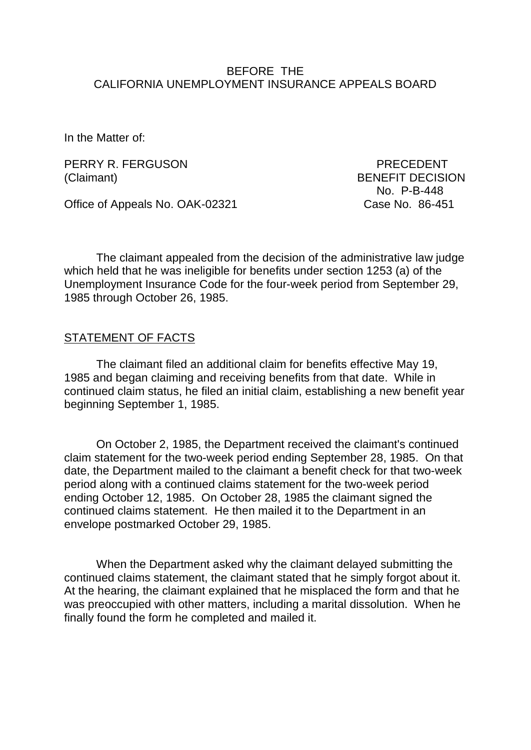BEFORE THE
CALIFORNIA UNEMPLOYMENT INSURANCE APPEALS BOARD

In the Matter of:

PERRY R. FERGUSON
(Claimant)

PRECEDENT
BENEFIT DECISION
No. P-B-448
Case No. 86-451

Office of Appeals No. OAK-02321

The claimant appealed from the decision of the administrative law judge which held that he was ineligible for benefits under section 1253 (a) of the Unemployment Insurance Code for the four-week period from September 29, 1985 through October 26, 1985.

STATEMENT OF FACTS

The claimant filed an additional claim for benefits effective May 19, 1985 and began claiming and receiving benefits from that date. While in continued claim status, he filed an initial claim, establishing a new benefit year beginning September 1, 1985.

On October 2, 1985, the Department received the claimant's continued claim statement for the two-week period ending September 28, 1985. On that date, the Department mailed to the claimant a benefit check for that two-week period along with a continued claims statement for the two-week period ending October 12, 1985. On October 28, 1985 the claimant signed the continued claims statement. He then mailed it to the Department in an envelope postmarked October 29, 1985.

When the Department asked why the claimant delayed submitting the continued claims statement, the claimant stated that he simply forgot about it. At the hearing, the claimant explained that he misplaced the form and that he was preoccupied with other matters, including a marital dissolution. When he finally found the form he completed and mailed it.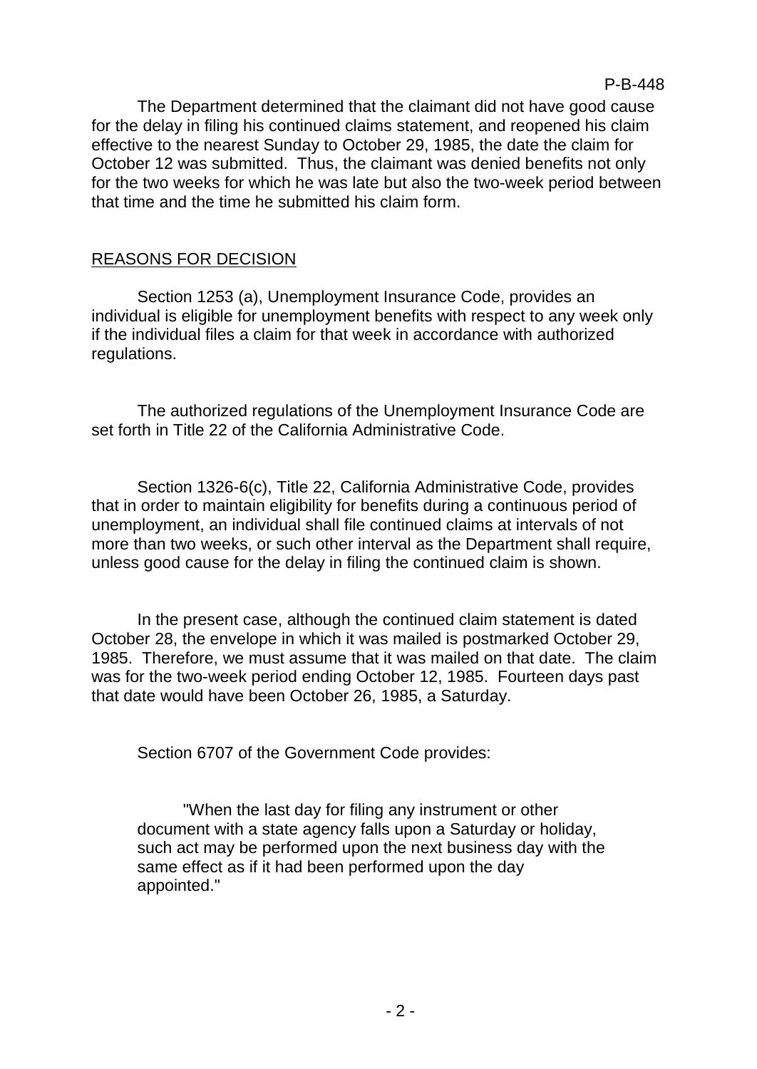The Department determined that the claimant did not have good cause for the delay in filing his continued claims statement, and reopened his claim effective to the nearest Sunday to October 29, 1985, the date the claim for October 12 was submitted. Thus, the claimant was denied benefits not only for the two weeks for which he was late but also the two-week period between that time and the time he submitted his claim form.

## REASONS FOR DECISION

Section 1253 (a), Unemployment Insurance Code, provides an individual is eligible for unemployment benefits with respect to any week only if the individual files a claim for that week in accordance with authorized regulations.

The authorized regulations of the Unemployment Insurance Code are set forth in Title 22 of the California Administrative Code.

Section 1326-6(c), Title 22, California Administrative Code, provides that in order to maintain eligibility for benefits during a continuous period of unemployment, an individual shall file continued claims at intervals of not more than two weeks, or such other interval as the Department shall require, unless good cause for the delay in filing the continued claim is shown.

In the present case, although the continued claim statement is dated October 28, the envelope in which it was mailed is postmarked October 29, 1985. Therefore, we must assume that it was mailed on that date. The claim was for the two-week period ending October 12, 1985. Fourteen days past that date would have been October 26, 1985, a Saturday.

Section 6707 of the Government Code provides:

> "When the last day for filing any instrument or other document with a state agency falls upon a Saturday or holiday, such act may be performed upon the next business day with the same effect as if it had been performed upon the day appointed."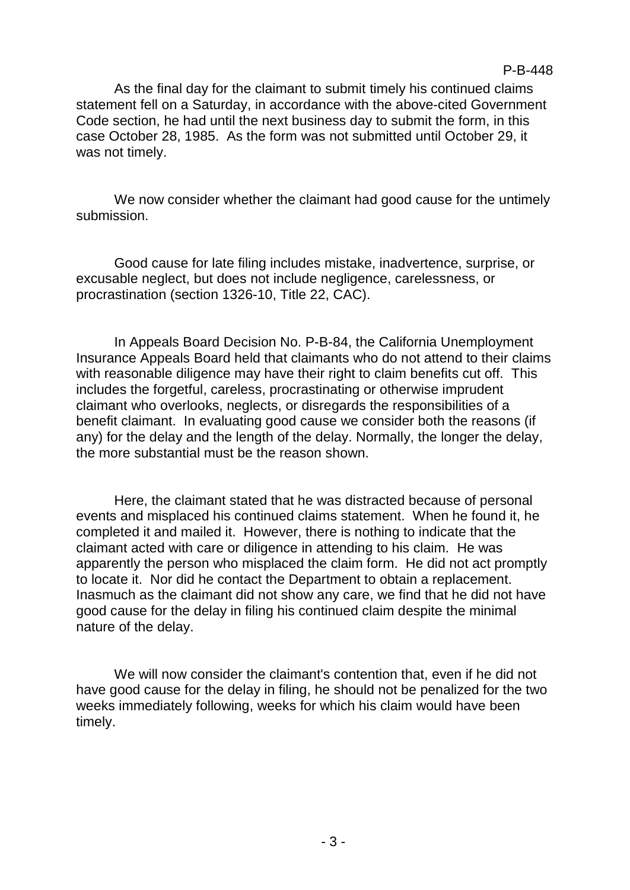As the final day for the claimant to submit timely his continued claims statement fell on a Saturday, in accordance with the above-cited Government Code section, he had until the next business day to submit the form, in this case October 28, 1985. As the form was not submitted until October 29, it was not timely.

We now consider whether the claimant had good cause for the untimely submission.

Good cause for late filing includes mistake, inadvertence, surprise, or excusable neglect, but does not include negligence, carelessness, or procrastination (section 1326-10, Title 22, CAC).

In Appeals Board Decision No. P-B-84, the California Unemployment Insurance Appeals Board held that claimants who do not attend to their claims with reasonable diligence may have their right to claim benefits cut off. This includes the forgetful, careless, procrastinating or otherwise imprudent claimant who overlooks, neglects, or disregards the responsibilities of a benefit claimant. In evaluating good cause we consider both the reasons (if any) for the delay and the length of the delay. Normally, the longer the delay, the more substantial must be the reason shown.

Here, the claimant stated that he was distracted because of personal events and misplaced his continued claims statement. When he found it, he completed it and mailed it. However, there is nothing to indicate that the claimant acted with care or diligence in attending to his claim. He was apparently the person who misplaced the claim form. He did not act promptly to locate it. Nor did he contact the Department to obtain a replacement. Inasmuch as the claimant did not show any care, we find that he did not have good cause for the delay in filing his continued claim despite the minimal nature of the delay.

We will now consider the claimant's contention that, even if he did not have good cause for the delay in filing, he should not be penalized for the two weeks immediately following, weeks for which his claim would have been timely.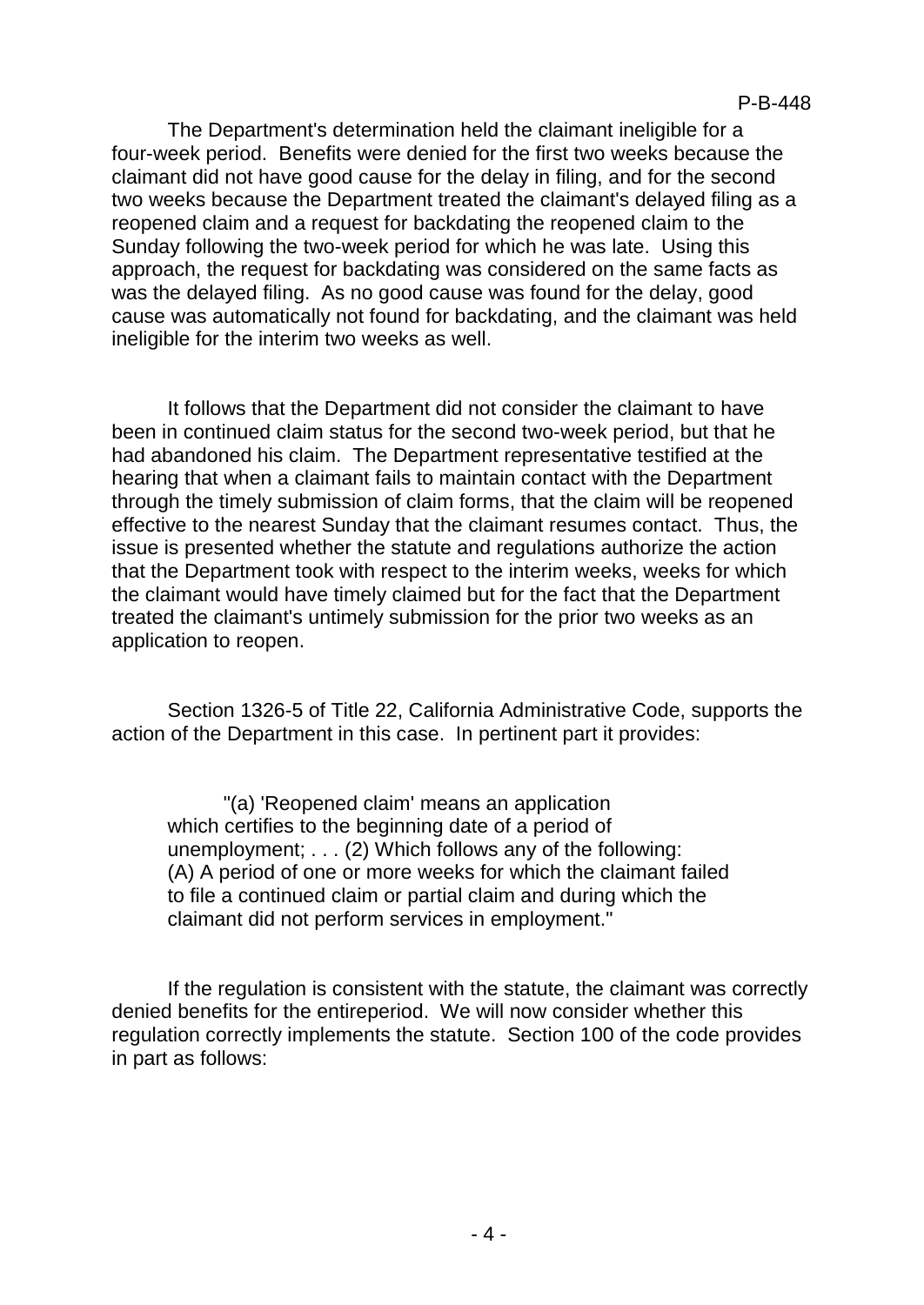The Department's determination held the claimant ineligible for a four-week period. Benefits were denied for the first two weeks because the claimant did not have good cause for the delay in filing, and for the second two weeks because the Department treated the claimant's delayed filing as a reopened claim and a request for backdating the reopened claim to the Sunday following the two-week period for which he was late. Using this approach, the request for backdating was considered on the same facts as was the delayed filing. As no good cause was found for the delay, good cause was automatically not found for backdating, and the claimant was held ineligible for the interim two weeks as well.

It follows that the Department did not consider the claimant to have been in continued claim status for the second two-week period, but that he had abandoned his claim. The Department representative testified at the hearing that when a claimant fails to maintain contact with the Department through the timely submission of claim forms, that the claim will be reopened effective to the nearest Sunday that the claimant resumes contact. Thus, the issue is presented whether the statute and regulations authorize the action that the Department took with respect to the interim weeks, weeks for which the claimant would have timely claimed but for the fact that the Department treated the claimant's untimely submission for the prior two weeks as an application to reopen.

Section 1326-5 of Title 22, California Administrative Code, supports the action of the Department in this case. In pertinent part it provides:

> "(a) 'Reopened claim' means an application which certifies to the beginning date of a period of unemployment; . . . (2) Which follows any of the following: (A) A period of one or more weeks for which the claimant failed to file a continued claim or partial claim and during which the claimant did not perform services in employment."

If the regulation is consistent with the statute, the claimant was correctly denied benefits for the entireperiod. We will now consider whether this regulation correctly implements the statute. Section 100 of the code provides in part as follows: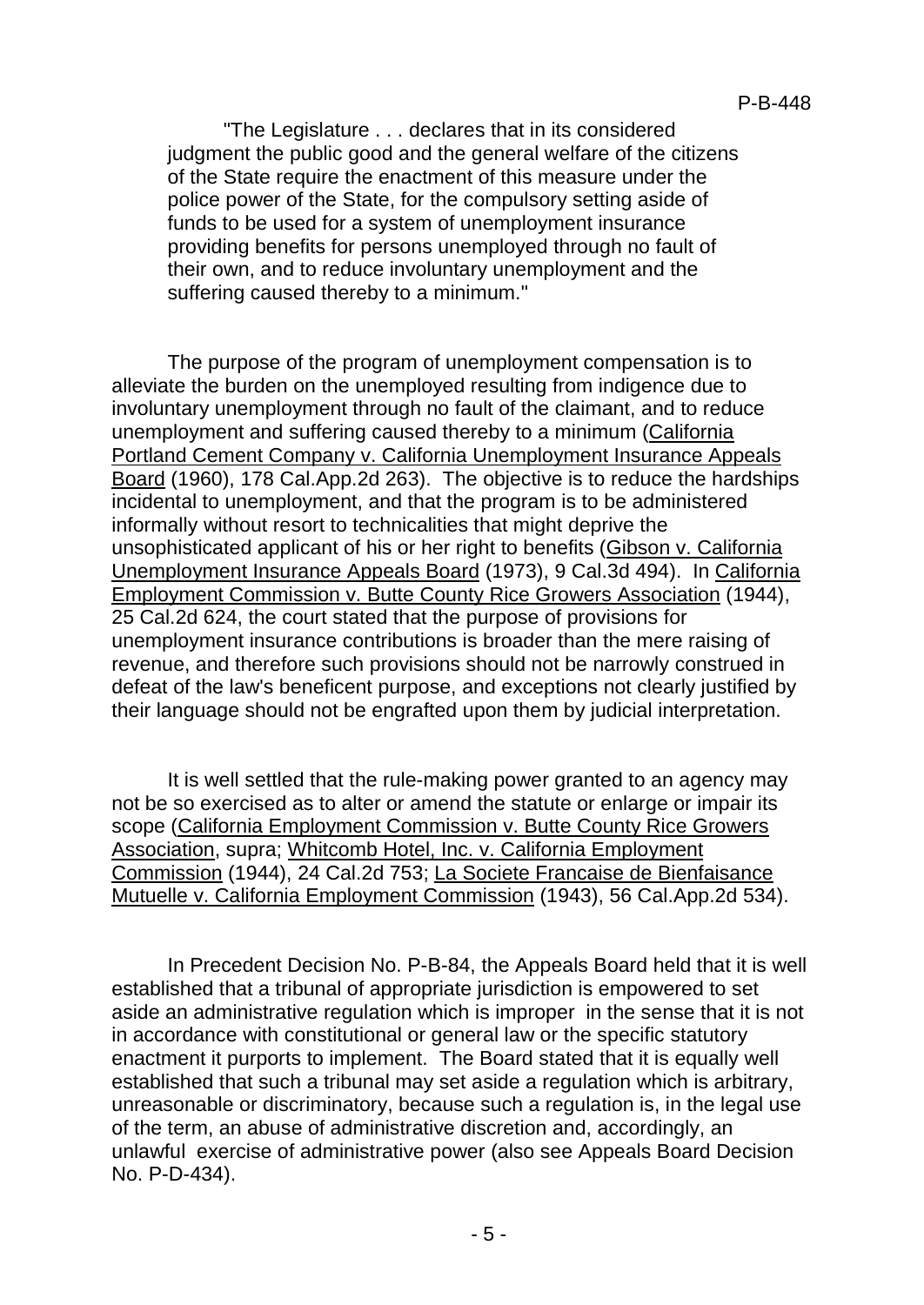> "The Legislature . . . declares that in its considered judgment the public good and the general welfare of the citizens of the State require the enactment of this measure under the police power of the State, for the compulsory setting aside of funds to be used for a system of unemployment insurance providing benefits for persons unemployed through no fault of their own, and to reduce involuntary unemployment and the suffering caused thereby to a minimum."

The purpose of the program of unemployment compensation is to alleviate the burden on the unemployed resulting from indigence due to involuntary unemployment through no fault of the claimant, and to reduce unemployment and suffering caused thereby to a minimum (<u>California Portland Cement Company v. California Unemployment Insurance Appeals Board</u> (1960), 178 Cal.App.2d 263). The objective is to reduce the hardships incidental to unemployment, and that the program is to be administered informally without resort to technicalities that might deprive the unsophisticated applicant of his or her right to benefits (<u>Gibson v. California Unemployment Insurance Appeals Board</u> (1973), 9 Cal.3d 494). In <u>California Employment Commission v. Butte County Rice Growers Association</u> (1944), 25 Cal.2d 624, the court stated that the purpose of provisions for unemployment insurance contributions is broader than the mere raising of revenue, and therefore such provisions should not be narrowly construed in defeat of the law's beneficent purpose, and exceptions not clearly justified by their language should not be engrafted upon them by judicial interpretation.

It is well settled that the rule-making power granted to an agency may not be so exercised as to alter or amend the statute or enlarge or impair its scope (<u>California Employment Commission v. Butte County Rice Growers Association</u>, supra; <u>Whitcomb Hotel, Inc. v. California Employment Commission</u> (1944), 24 Cal.2d 753; <u>La Societe Francaise de Bienfaisance Mutuelle v. California Employment Commission</u> (1943), 56 Cal.App.2d 534).

In Precedent Decision No. P-B-84, the Appeals Board held that it is well established that a tribunal of appropriate jurisdiction is empowered to set aside an administrative regulation which is improper in the sense that it is not in accordance with constitutional or general law or the specific statutory enactment it purports to implement. The Board stated that it is equally well established that such a tribunal may set aside a regulation which is arbitrary, unreasonable or discriminatory, because such a regulation is, in the legal use of the term, an abuse of administrative discretion and, accordingly, an unlawful exercise of administrative power (also see Appeals Board Decision No. P-D-434).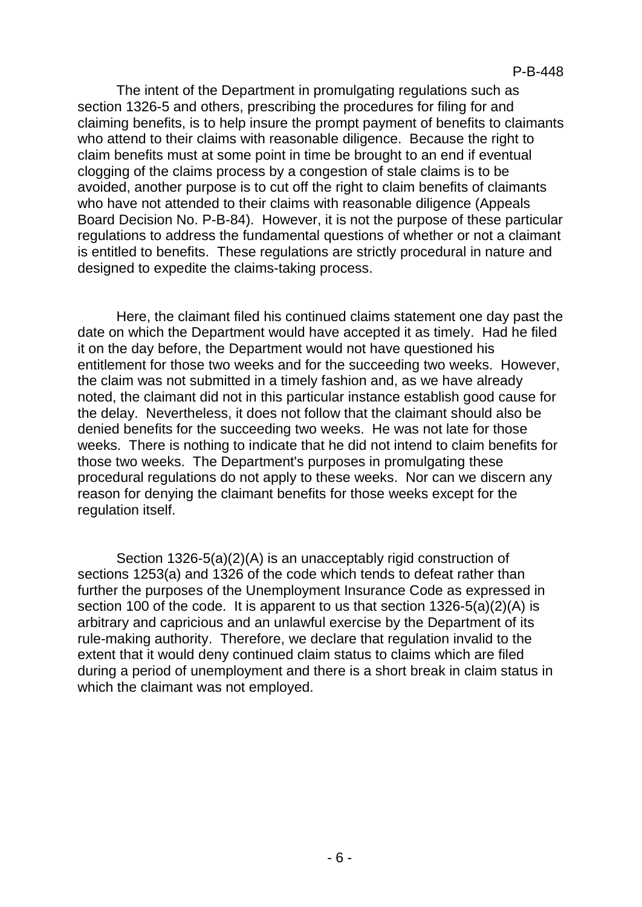The intent of the Department in promulgating regulations such as section 1326-5 and others, prescribing the procedures for filing for and claiming benefits, is to help insure the prompt payment of benefits to claimants who attend to their claims with reasonable diligence. Because the right to claim benefits must at some point in time be brought to an end if eventual clogging of the claims process by a congestion of stale claims is to be avoided, another purpose is to cut off the right to claim benefits of claimants who have not attended to their claims with reasonable diligence (Appeals Board Decision No. P-B-84). However, it is not the purpose of these particular regulations to address the fundamental questions of whether or not a claimant is entitled to benefits. These regulations are strictly procedural in nature and designed to expedite the claims-taking process.

Here, the claimant filed his continued claims statement one day past the date on which the Department would have accepted it as timely. Had he filed it on the day before, the Department would not have questioned his entitlement for those two weeks and for the succeeding two weeks. However, the claim was not submitted in a timely fashion and, as we have already noted, the claimant did not in this particular instance establish good cause for the delay. Nevertheless, it does not follow that the claimant should also be denied benefits for the succeeding two weeks. He was not late for those weeks. There is nothing to indicate that he did not intend to claim benefits for those two weeks. The Department's purposes in promulgating these procedural regulations do not apply to these weeks. Nor can we discern any reason for denying the claimant benefits for those weeks except for the regulation itself.

Section 1326-5(a)(2)(A) is an unacceptably rigid construction of sections 1253(a) and 1326 of the code which tends to defeat rather than further the purposes of the Unemployment Insurance Code as expressed in section 100 of the code. It is apparent to us that section 1326-5(a)(2)(A) is arbitrary and capricious and an unlawful exercise by the Department of its rule-making authority. Therefore, we declare that regulation invalid to the extent that it would deny continued claim status to claims which are filed during a period of unemployment and there is a short break in claim status in which the claimant was not employed.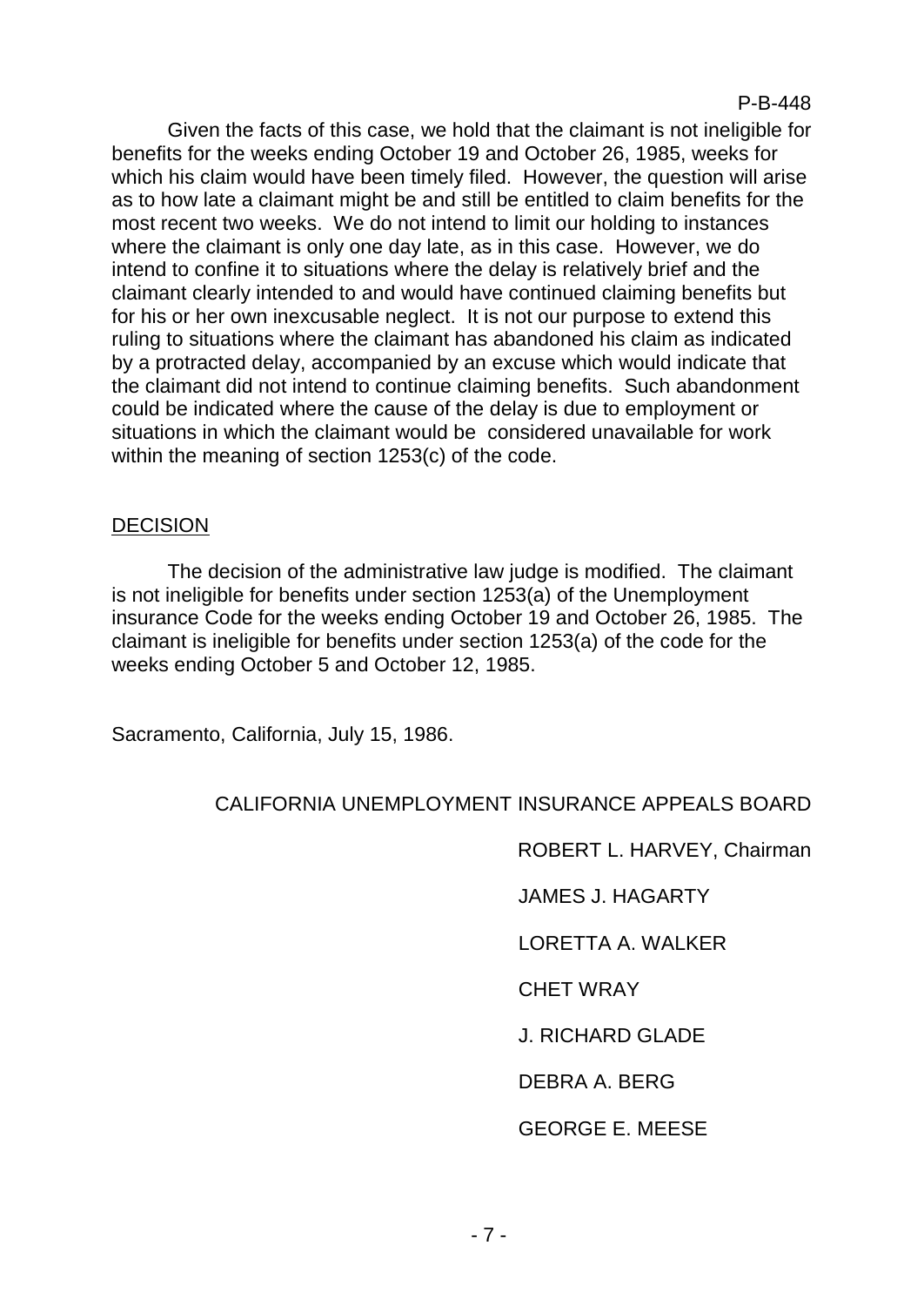Given the facts of this case, we hold that the claimant is not ineligible for benefits for the weeks ending October 19 and October 26, 1985, weeks for which his claim would have been timely filed. However, the question will arise as to how late a claimant might be and still be entitled to claim benefits for the most recent two weeks. We do not intend to limit our holding to instances where the claimant is only one day late, as in this case. However, we do intend to confine it to situations where the delay is relatively brief and the claimant clearly intended to and would have continued claiming benefits but for his or her own inexcusable neglect. It is not our purpose to extend this ruling to situations where the claimant has abandoned his claim as indicated by a protracted delay, accompanied by an excuse which would indicate that the claimant did not intend to continue claiming benefits. Such abandonment could be indicated where the cause of the delay is due to employment or situations in which the claimant would be considered unavailable for work within the meaning of section 1253(c) of the code.

## DECISION

The decision of the administrative law judge is modified. The claimant is not ineligible for benefits under section 1253(a) of the Unemployment insurance Code for the weeks ending October 19 and October 26, 1985. The claimant is ineligible for benefits under section 1253(a) of the code for the weeks ending October 5 and October 12, 1985.

Sacramento, California, July 15, 1986.

CALIFORNIA UNEMPLOYMENT INSURANCE APPEALS BOARD

ROBERT L. HARVEY, Chairman

JAMES J. HAGARTY

LORETTA A. WALKER

CHET WRAY

J. RICHARD GLADE

DEBRA A. BERG

GEORGE E. MEESE